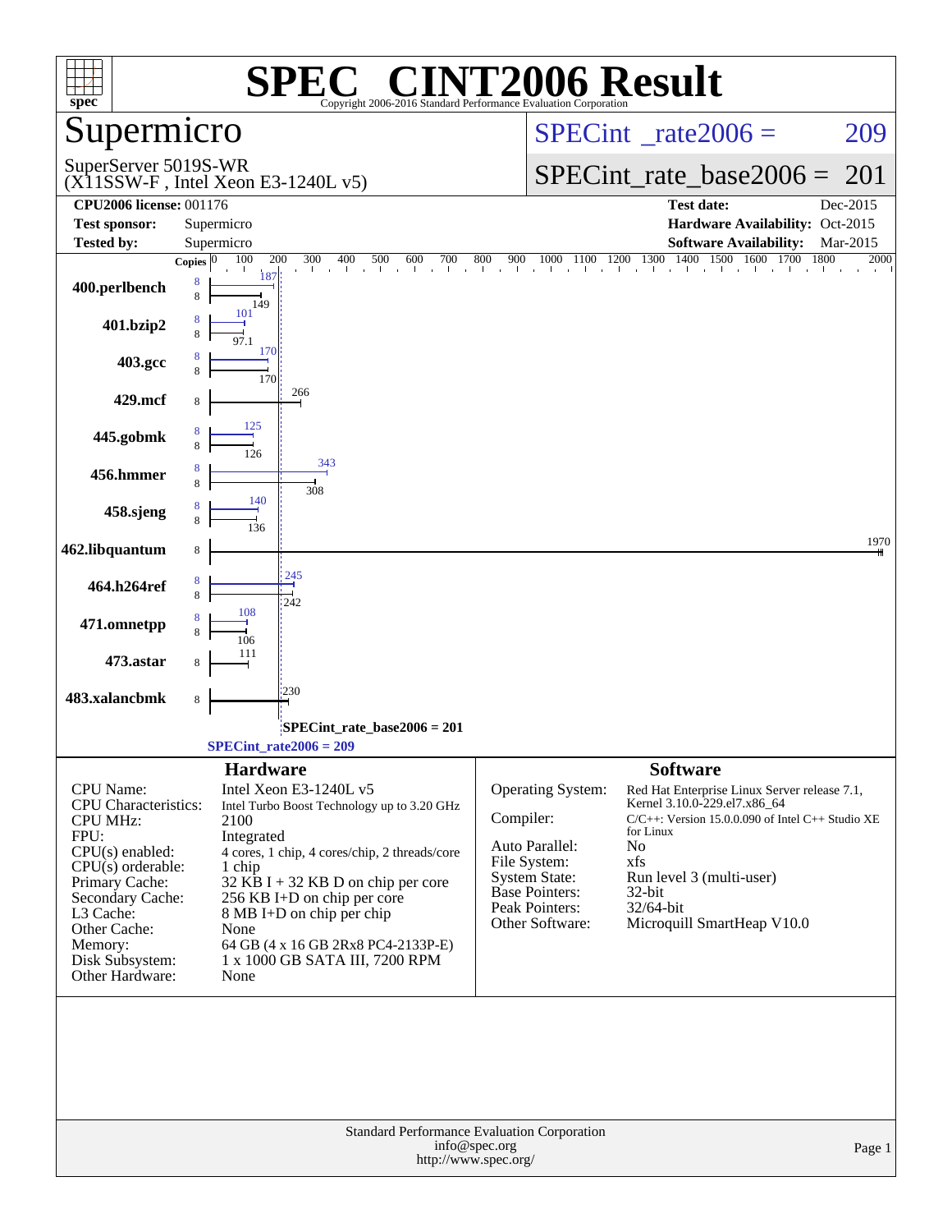# SPEC® CINT2006 Result

Copyright 2006-2016 Standard Performance Evaluation Corporation

## Supermicro

SuperServer 5019S-WR
(X11SSW-F , Intel Xeon E3-1240L v5)

SPECint_rate2006 = 209

SPECint_rate_base2006 = 201

| | | | |
|---|---|---|---|
| **CPU2006 license:** 001176 | | **Test date:** | Dec-2015 |
| **Test sponsor:** | Supermicro | **Hardware Availability:** | Oct-2015 |
| **Tested by:** | Supermicro | **Software Availability:** | Mar-2015 |

| Benchmark | Copies (peak) | Peak | Copies (base) | Base |
|---|---|---|---|---|
| 400.perlbench | 8 | 187 | 8 | 149 |
| 401.bzip2 | 8 | 101 | 8 | 97.1 |
| 403.gcc | 8 | 170 | 8 | 170 |
| 429.mcf | | | 8 | 266 |
| 445.gobmk | 8 | 125 | 8 | 126 |
| 456.hmmer | 8 | 343 | 8 | 308 |
| 458.sjeng | 8 | 140 | 8 | 136 |
| 462.libquantum | | | 8 | 1970 |
| 464.h264ref | 8 | 245 | 8 | 242 |
| 471.omnetpp | 8 | 108 | 8 | 106 |
| 473.astar | | | 8 | 111 |
| 483.xalancbmk | | | 8 | 230 |

SPECint_rate_base2006 = 201

SPECint_rate2006 = 209

## Hardware

| | |
|---|---|
| CPU Name: | Intel Xeon E3-1240L v5 |
| CPU Characteristics: | Intel Turbo Boost Technology up to 3.20 GHz |
| CPU MHz: | 2100 |
| FPU: | Integrated |
| CPU(s) enabled: | 4 cores, 1 chip, 4 cores/chip, 2 threads/core |
| CPU(s) orderable: | 1 chip |
| Primary Cache: | 32 KB I + 32 KB D on chip per core |
| Secondary Cache: | 256 KB I+D on chip per core |
| L3 Cache: | 8 MB I+D on chip per chip |
| Other Cache: | None |
| Memory: | 64 GB (4 x 16 GB 2Rx8 PC4-2133P-E) |
| Disk Subsystem: | 1 x 1000 GB SATA III, 7200 RPM |
| Other Hardware: | None |

## Software

| | |
|---|---|
| Operating System: | Red Hat Enterprise Linux Server release 7.1, Kernel 3.10.0-229.el7.x86_64 |
| Compiler: | C/C++: Version 15.0.0.090 of Intel C++ Studio XE for Linux |
| Auto Parallel: | No |
| File System: | xfs |
| System State: | Run level 3 (multi-user) |
| Base Pointers: | 32-bit |
| Peak Pointers: | 32/64-bit |
| Other Software: | Microquill SmartHeap V10.0 |

Standard Performance Evaluation Corporation
info@spec.org
http://www.spec.org/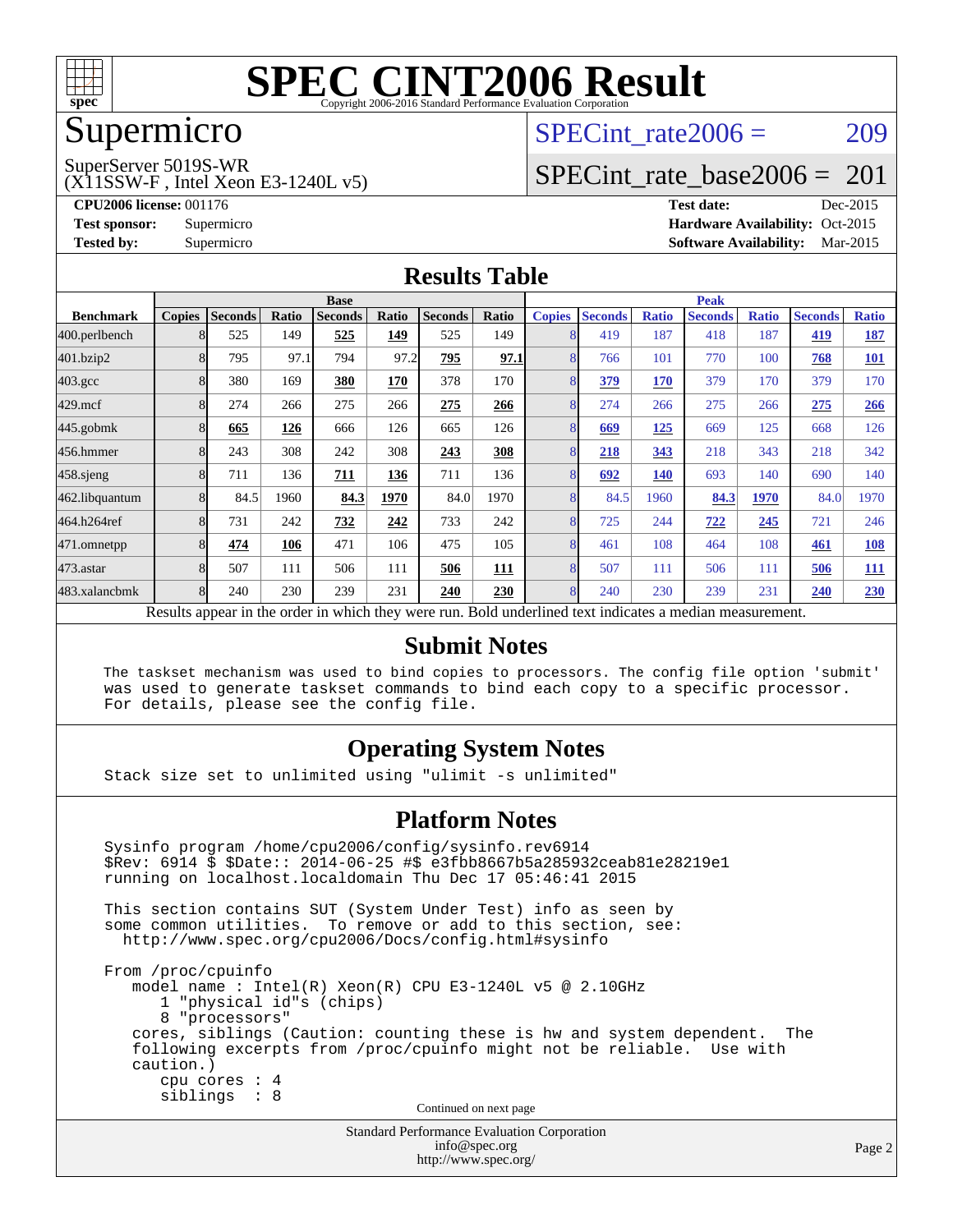# SPEC CINT2006 Result

Copyright 2006-2016 Standard Performance Evaluation Corporation

## Supermicro

SuperServer 5019S-WR
(X11SSW-F , Intel Xeon E3-1240L v5)

SPECint_rate2006 = 209

SPECint_rate_base2006 = 201

**CPU2006 license:** 001176
**Test sponsor:** Supermicro
**Tested by:** Supermicro

**Test date:** Dec-2015
**Hardware Availability:** Oct-2015
**Software Availability:** Mar-2015

## Results Table

| Benchmark | Base | | | | | | | Peak | | | | | | |
|---|---|---|---|---|---|---|---|---|---|---|---|---|---|---|
| | Copies | Seconds | Ratio | Seconds | Ratio | Seconds | Ratio | Copies | Seconds | Ratio | Seconds | Ratio | Seconds | Ratio |
| 400.perlbench | 8 | 525 | 149 | **525** | **149** | 525 | 149 | 8 | 419 | 187 | 418 | 187 | **419** | **187** |
| 401.bzip2 | 8 | 795 | 97.1 | 794 | 97.2 | **795** | **97.1** | 8 | 766 | 101 | 770 | 100 | **768** | **101** |
| 403.gcc | 8 | 380 | 169 | **380** | **170** | 378 | 170 | 8 | **379** | **170** | 379 | 170 | 379 | 170 |
| 429.mcf | 8 | 274 | 266 | 275 | 266 | **275** | **266** | 8 | 274 | 266 | 275 | 266 | **275** | **266** |
| 445.gobmk | 8 | **665** | **126** | 666 | 126 | 665 | 126 | 8 | **669** | **125** | 669 | 125 | 668 | 126 |
| 456.hmmer | 8 | 243 | 308 | 242 | 308 | **243** | **308** | 8 | **218** | **343** | 218 | 343 | 218 | 342 |
| 458.sjeng | 8 | 711 | 136 | **711** | **136** | 711 | 136 | 8 | **692** | **140** | 693 | 140 | 690 | 140 |
| 462.libquantum | 8 | 84.5 | 1960 | **84.3** | **1970** | 84.0 | 1970 | 8 | 84.5 | 1960 | **84.3** | **1970** | 84.0 | 1970 |
| 464.h264ref | 8 | 731 | 242 | **732** | **242** | 733 | 242 | 8 | 725 | 244 | **722** | **245** | 721 | 246 |
| 471.omnetpp | 8 | **474** | **106** | 471 | 106 | 475 | 105 | 8 | 461 | 108 | 464 | 108 | **461** | **108** |
| 473.astar | 8 | 507 | 111 | 506 | 111 | **506** | **111** | 8 | 507 | 111 | 506 | 111 | **506** | **111** |
| 483.xalancbmk | 8 | 240 | 230 | 239 | 231 | **240** | **230** | 8 | 240 | 230 | 239 | 231 | **240** | **230** |

Results appear in the order in which they were run. Bold underlined text indicates a median measurement.

## Submit Notes

```
The taskset mechanism was used to bind copies to processors. The config file option 'submit'
was used to generate taskset commands to bind each copy to a specific processor.
For details, please see the config file.
```

## Operating System Notes

```
Stack size set to unlimited using "ulimit -s unlimited"
```

## Platform Notes

```
Sysinfo program /home/cpu2006/config/sysinfo.rev6914
$Rev: 6914 $ $Date:: 2014-06-25 #$ e3fbb8667b5a285932ceab81e28219e1
running on localhost.localdomain Thu Dec 17 05:46:41 2015

This section contains SUT (System Under Test) info as seen by
some common utilities.  To remove or add to this section, see:
  http://www.spec.org/cpu2006/Docs/config.html#sysinfo

From /proc/cpuinfo
   model name : Intel(R) Xeon(R) CPU E3-1240L v5 @ 2.10GHz
      1 "physical id"s (chips)
      8 "processors"
   cores, siblings (Caution: counting these is hw and system dependent.  The
   following excerpts from /proc/cpuinfo might not be reliable.  Use with
   caution.)
      cpu cores : 4
      siblings  : 8
```

Continued on next page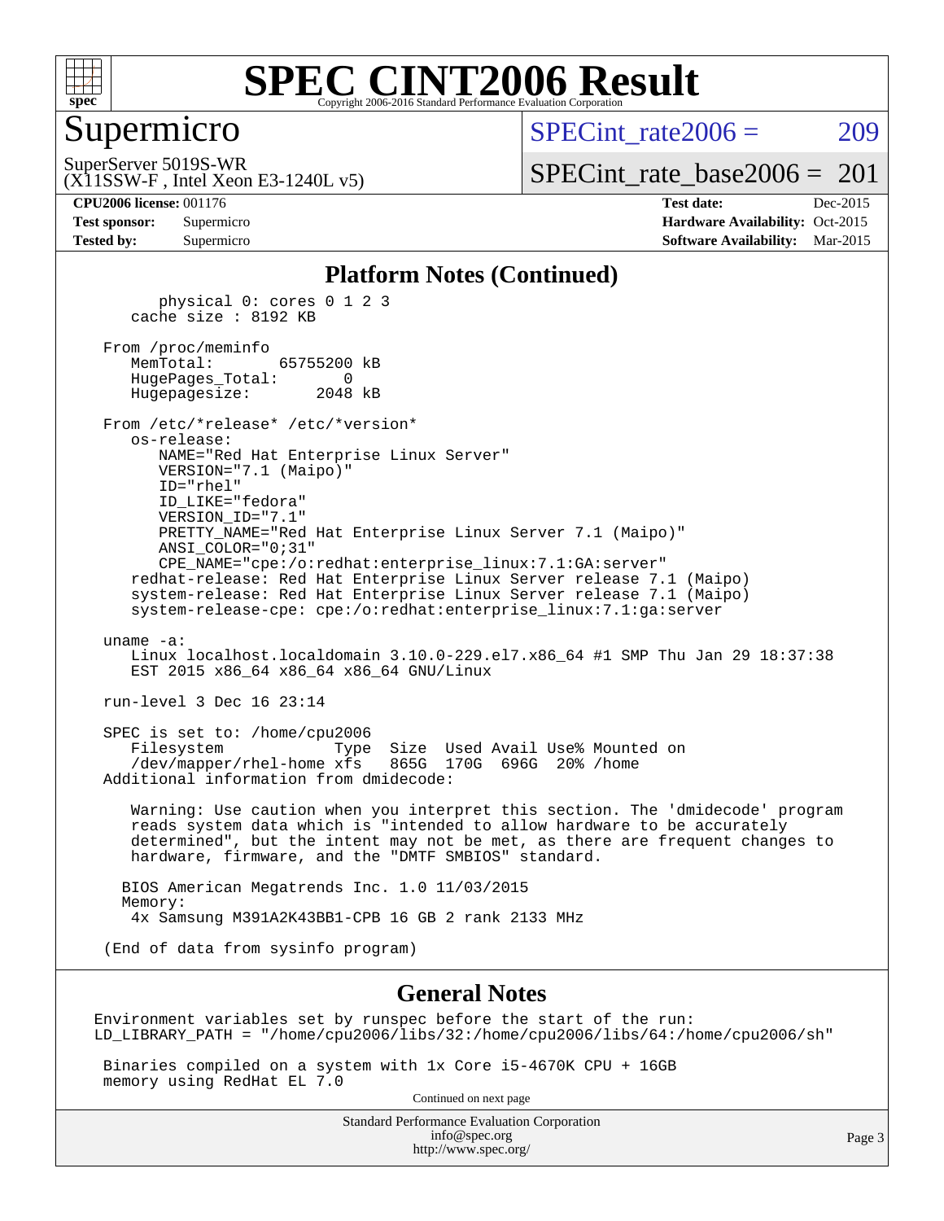# SPEC CINT2006 Result

Copyright 2006-2016 Standard Performance Evaluation Corporation

## Supermicro

SuperServer 5019S-WR
(X11SSW-F , Intel Xeon E3-1240L v5)

SPECint_rate2006 = 209

SPECint_rate_base2006 = 201

**CPU2006 license:** 001176
**Test sponsor:** Supermicro
**Tested by:** Supermicro

**Test date:** Dec-2015
**Hardware Availability:** Oct-2015
**Software Availability:** Mar-2015

### Platform Notes (Continued)

```
        physical 0: cores 0 1 2 3
     cache size : 8192 KB

  From /proc/meminfo
     MemTotal:       65755200 kB
     HugePages_Total:       0
     Hugepagesize:       2048 kB

  From /etc/*release* /etc/*version*
     os-release:
        NAME="Red Hat Enterprise Linux Server"
        VERSION="7.1 (Maipo)"
        ID="rhel"
        ID_LIKE="fedora"
        VERSION_ID="7.1"
        PRETTY_NAME="Red Hat Enterprise Linux Server 7.1 (Maipo)"
        ANSI_COLOR="0;31"
        CPE_NAME="cpe:/o:redhat:enterprise_linux:7.1:GA:server"
     redhat-release: Red Hat Enterprise Linux Server release 7.1 (Maipo)
     system-release: Red Hat Enterprise Linux Server release 7.1 (Maipo)
     system-release-cpe: cpe:/o:redhat:enterprise_linux:7.1:ga:server

  uname -a:
     Linux localhost.localdomain 3.10.0-229.el7.x86_64 #1 SMP Thu Jan 29 18:37:38
     EST 2015 x86_64 x86_64 x86_64 GNU/Linux

  run-level 3 Dec 16 23:14

  SPEC is set to: /home/cpu2006
     Filesystem            Type  Size  Used Avail Use% Mounted on
     /dev/mapper/rhel-home xfs   865G  170G  696G  20% /home
  Additional information from dmidecode:

     Warning: Use caution when you interpret this section. The 'dmidecode' program
     reads system data which is "intended to allow hardware to be accurately
     determined", but the intent may not be met, as there are frequent changes to
     hardware, firmware, and the "DMTF SMBIOS" standard.

    BIOS American Megatrends Inc. 1.0 11/03/2015
    Memory:
     4x Samsung M391A2K43BB1-CPB 16 GB 2 rank 2133 MHz

  (End of data from sysinfo program)
```

### General Notes

```
 Environment variables set by runspec before the start of the run:
 LD_LIBRARY_PATH = "/home/cpu2006/libs/32:/home/cpu2006/libs/64:/home/cpu2006/sh"

  Binaries compiled on a system with 1x Core i5-4670K CPU + 16GB
  memory using RedHat EL 7.0
```

Continued on next page

Standard Performance Evaluation Corporation
info@spec.org
http://www.spec.org/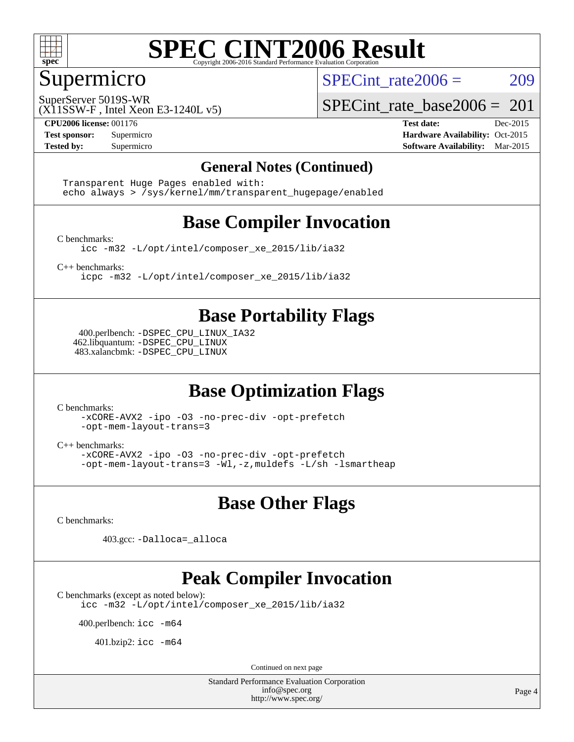# SPEC CINT2006 Result

## Supermicro

SuperServer 5019S-WR
(X11SSW-F , Intel Xeon E3-1240L v5)

SPECint_rate2006 = 209

SPECint_rate_base2006 = 201

**CPU2006 license:** 001176
**Test sponsor:** Supermicro
**Tested by:** Supermicro

**Test date:** Dec-2015
**Hardware Availability:** Oct-2015
**Software Availability:** Mar-2015

### General Notes (Continued)

```
Transparent Huge Pages enabled with:
echo always > /sys/kernel/mm/transparent_hugepage/enabled
```

## Base Compiler Invocation

C benchmarks:

```
icc -m32 -L/opt/intel/composer_xe_2015/lib/ia32
```

C++ benchmarks:

```
icpc -m32 -L/opt/intel/composer_xe_2015/lib/ia32
```

## Base Portability Flags

400.perlbench: `-DSPEC_CPU_LINUX_IA32`
462.libquantum: `-DSPEC_CPU_LINUX`
483.xalancbmk: `-DSPEC_CPU_LINUX`

## Base Optimization Flags

C benchmarks:

```
-xCORE-AVX2 -ipo -O3 -no-prec-div -opt-prefetch
-opt-mem-layout-trans=3
```

C++ benchmarks:

```
-xCORE-AVX2 -ipo -O3 -no-prec-div -opt-prefetch
-opt-mem-layout-trans=3 -Wl,-z,muldefs -L/sh -lsmartheap
```

## Base Other Flags

C benchmarks:

403.gcc: `-Dalloca=_alloca`

## Peak Compiler Invocation

C benchmarks (except as noted below):

```
icc -m32 -L/opt/intel/composer_xe_2015/lib/ia32
```

400.perlbench: `icc -m64`

401.bzip2: `icc -m64`

Continued on next page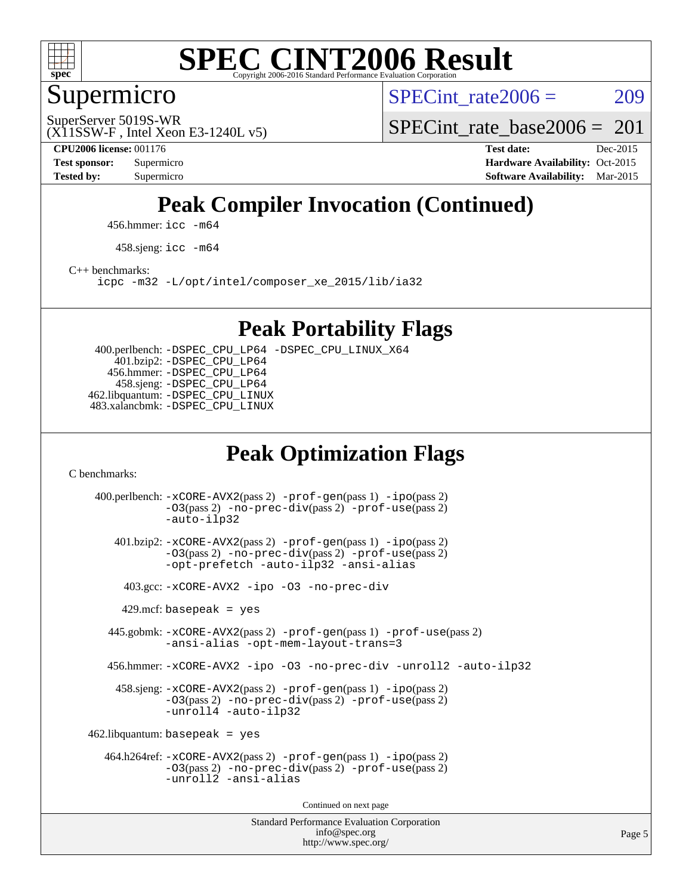# SPEC CINT2006 Result

Copyright 2006-2016 Standard Performance Evaluation Corporation

## Supermicro

SuperServer 5019S-WR
(X11SSW-F , Intel Xeon E3-1240L v5)

SPECint_rate2006 = 209

SPECint_rate_base2006 = 201

**CPU2006 license:** 001176
**Test sponsor:** Supermicro
**Tested by:** Supermicro

**Test date:** Dec-2015
**Hardware Availability:** Oct-2015
**Software Availability:** Mar-2015

## Peak Compiler Invocation (Continued)

456.hmmer: `icc -m64`

458.sjeng: `icc -m64`

C++ benchmarks:
`icpc -m32 -L/opt/intel/composer_xe_2015/lib/ia32`

## Peak Portability Flags

400.perlbench: `-DSPEC_CPU_LP64 -DSPEC_CPU_LINUX_X64`
401.bzip2: `-DSPEC_CPU_LP64`
456.hmmer: `-DSPEC_CPU_LP64`
458.sjeng: `-DSPEC_CPU_LP64`
462.libquantum: `-DSPEC_CPU_LINUX`
483.xalancbmk: `-DSPEC_CPU_LINUX`

## Peak Optimization Flags

C benchmarks:

400.perlbench: `-xCORE-AVX2`(pass 2) `-prof-gen`(pass 1) `-ipo`(pass 2) `-O3`(pass 2) `-no-prec-div`(pass 2) `-prof-use`(pass 2) `-auto-ilp32`

401.bzip2: `-xCORE-AVX2`(pass 2) `-prof-gen`(pass 1) `-ipo`(pass 2) `-O3`(pass 2) `-no-prec-div`(pass 2) `-prof-use`(pass 2) `-opt-prefetch -auto-ilp32 -ansi-alias`

403.gcc: `-xCORE-AVX2 -ipo -O3 -no-prec-div`

429.mcf: `basepeak = yes`

445.gobmk: `-xCORE-AVX2`(pass 2) `-prof-gen`(pass 1) `-prof-use`(pass 2) `-ansi-alias -opt-mem-layout-trans=3`

456.hmmer: `-xCORE-AVX2 -ipo -O3 -no-prec-div -unroll2 -auto-ilp32`

458.sjeng: `-xCORE-AVX2`(pass 2) `-prof-gen`(pass 1) `-ipo`(pass 2) `-O3`(pass 2) `-no-prec-div`(pass 2) `-prof-use`(pass 2) `-unroll4 -auto-ilp32`

462.libquantum: `basepeak = yes`

464.h264ref: `-xCORE-AVX2`(pass 2) `-prof-gen`(pass 1) `-ipo`(pass 2) `-O3`(pass 2) `-no-prec-div`(pass 2) `-prof-use`(pass 2) `-unroll2 -ansi-alias`

Continued on next page

Standard Performance Evaluation Corporation
info@spec.org
http://www.spec.org/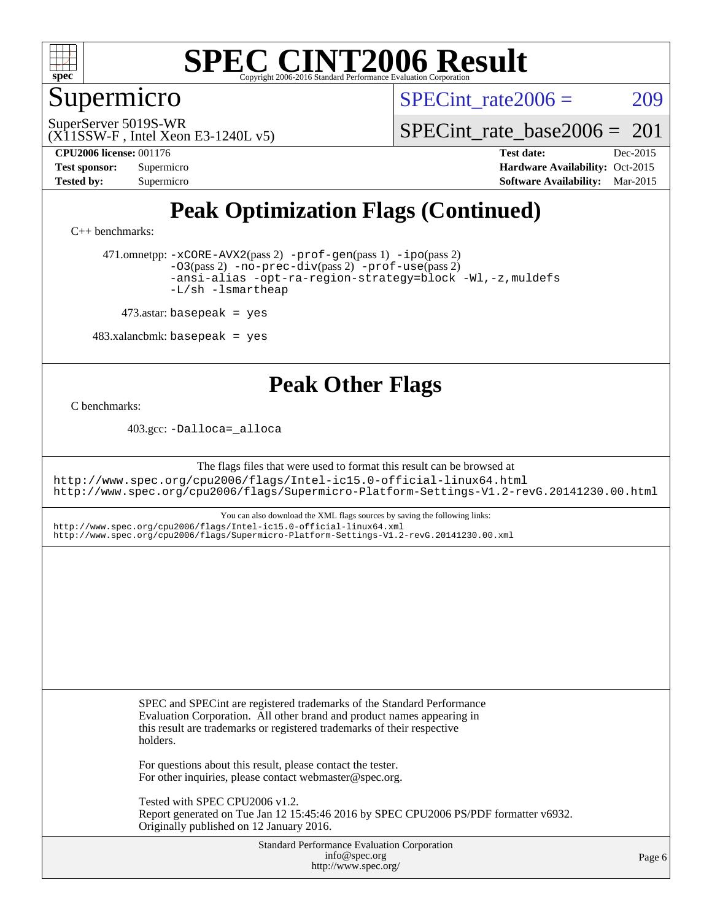# Peak Optimization Flags (Continued)

C++ benchmarks:

471.omnetpp: -xCORE-AVX2(pass 2) -prof-gen(pass 1) -ipo(pass 2) -O3(pass 2) -no-prec-div(pass 2) -prof-use(pass 2) -ansi-alias -opt-ra-region-strategy=block -Wl,-z,muldefs -L/sh -lsmartheap

473.astar: basepeak = yes

483.xalancbmk: basepeak = yes

# Peak Other Flags

C benchmarks:

403.gcc: -Dalloca=_alloca

The flags files that were used to format this result can be browsed at
http://www.spec.org/cpu2006/flags/Intel-ic15.0-official-linux64.html
http://www.spec.org/cpu2006/flags/Supermicro-Platform-Settings-V1.2-revG.20141230.00.html

You can also download the XML flags sources by saving the following links:
http://www.spec.org/cpu2006/flags/Intel-ic15.0-official-linux64.xml
http://www.spec.org/cpu2006/flags/Supermicro-Platform-Settings-V1.2-revG.20141230.00.xml

SPEC and SPECint are registered trademarks of the Standard Performance Evaluation Corporation. All other brand and product names appearing in this result are trademarks or registered trademarks of their respective holders.

For questions about this result, please contact the tester.
For other inquiries, please contact webmaster@spec.org.

Tested with SPEC CPU2006 v1.2.
Report generated on Tue Jan 12 15:45:46 2016 by SPEC CPU2006 PS/PDF formatter v6932.
Originally published on 12 January 2016.